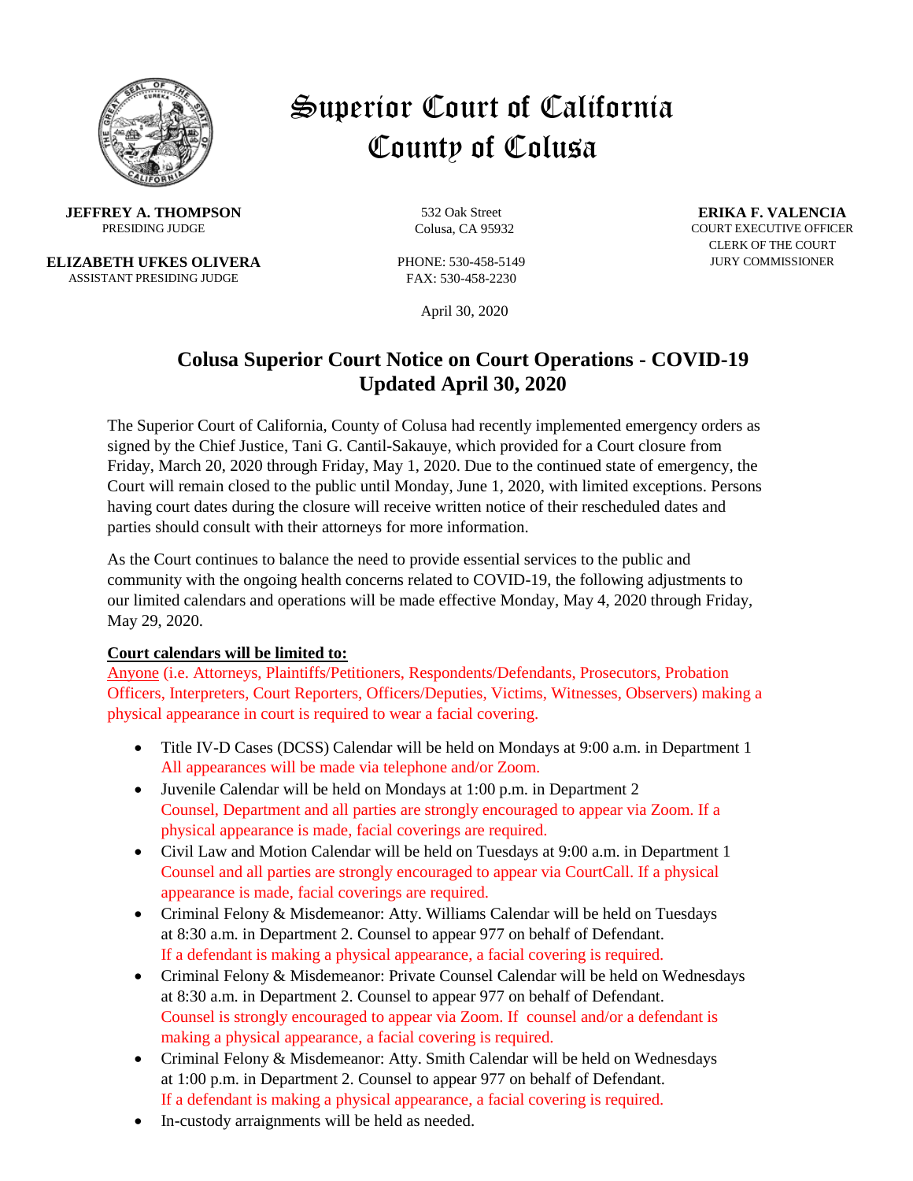# Superior Court of California
# County of Colusa

**JEFFREY A. THOMPSON**
PRESIDING JUDGE

**ELIZABETH UFKES OLIVERA**
ASSISTANT PRESIDING JUDGE

532 Oak Street
Colusa, CA 95932

PHONE: 530-458-5149
FAX: 530-458-2230

**ERIKA F. VALENCIA**
COURT EXECUTIVE OFFICER
CLERK OF THE COURT
JURY COMMISSIONER

April 30, 2020

## Colusa Superior Court Notice on Court Operations - COVID-19
## Updated April 30, 2020

The Superior Court of California, County of Colusa had recently implemented emergency orders as signed by the Chief Justice, Tani G. Cantil-Sakauye, which provided for a Court closure from Friday, March 20, 2020 through Friday, May 1, 2020. Due to the continued state of emergency, the Court will remain closed to the public until Monday, June 1, 2020, with limited exceptions. Persons having court dates during the closure will receive written notice of their rescheduled dates and parties should consult with their attorneys for more information.

As the Court continues to balance the need to provide essential services to the public and community with the ongoing health concerns related to COVID-19, the following adjustments to our limited calendars and operations will be made effective Monday, May 4, 2020 through Friday, May 29, 2020.

**Court calendars will be limited to:**

Anyone (i.e. Attorneys, Plaintiffs/Petitioners, Respondents/Defendants, Prosecutors, Probation Officers, Interpreters, Court Reporters, Officers/Deputies, Victims, Witnesses, Observers) making a physical appearance in court is required to wear a facial covering.

- Title IV-D Cases (DCSS) Calendar will be held on Mondays at 9:00 a.m. in Department 1
  All appearances will be made via telephone and/or Zoom.
- Juvenile Calendar will be held on Mondays at 1:00 p.m. in Department 2
  Counsel, Department and all parties are strongly encouraged to appear via Zoom. If a physical appearance is made, facial coverings are required.
- Civil Law and Motion Calendar will be held on Tuesdays at 9:00 a.m. in Department 1
  Counsel and all parties are strongly encouraged to appear via CourtCall. If a physical appearance is made, facial coverings are required.
- Criminal Felony & Misdemeanor: Atty. Williams Calendar will be held on Tuesdays at 8:30 a.m. in Department 2. Counsel to appear 977 on behalf of Defendant.
  If a defendant is making a physical appearance, a facial covering is required.
- Criminal Felony & Misdemeanor: Private Counsel Calendar will be held on Wednesdays at 8:30 a.m. in Department 2. Counsel to appear 977 on behalf of Defendant.
  Counsel is strongly encouraged to appear via Zoom. If counsel and/or a defendant is making a physical appearance, a facial covering is required.
- Criminal Felony & Misdemeanor: Atty. Smith Calendar will be held on Wednesdays at 1:00 p.m. in Department 2. Counsel to appear 977 on behalf of Defendant.
  If a defendant is making a physical appearance, a facial covering is required.
- In-custody arraignments will be held as needed.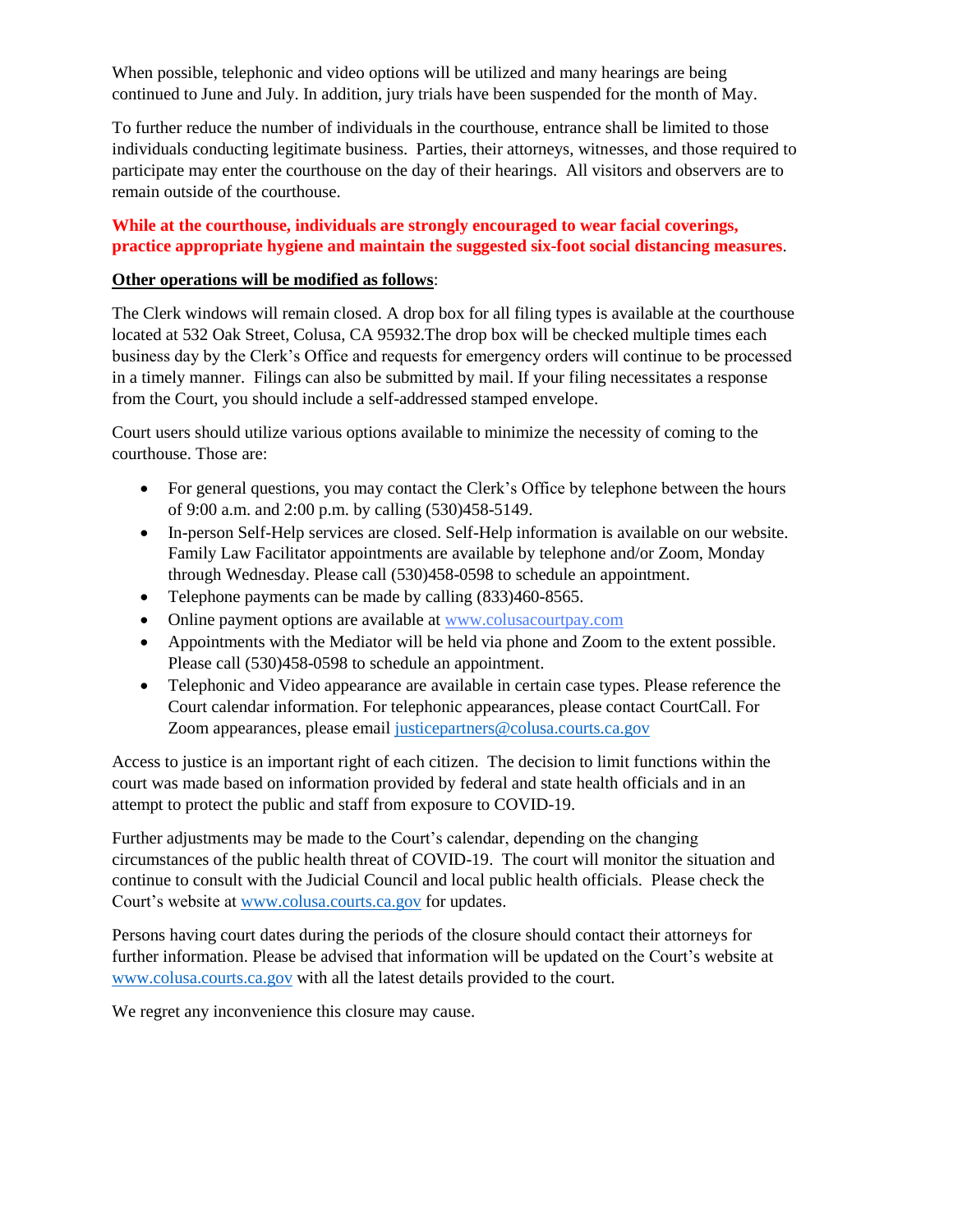When possible, telephonic and video options will be utilized and many hearings are being continued to June and July. In addition, jury trials have been suspended for the month of May.

To further reduce the number of individuals in the courthouse, entrance shall be limited to those individuals conducting legitimate business. Parties, their attorneys, witnesses, and those required to participate may enter the courthouse on the day of their hearings. All visitors and observers are to remain outside of the courthouse.

**While at the courthouse, individuals are strongly encouraged to wear facial coverings, practice appropriate hygiene and maintain the suggested six-foot social distancing measures**.

**Other operations will be modified as follows**:

The Clerk windows will remain closed. A drop box for all filing types is available at the courthouse located at 532 Oak Street, Colusa, CA 95932.The drop box will be checked multiple times each business day by the Clerk's Office and requests for emergency orders will continue to be processed in a timely manner. Filings can also be submitted by mail. If your filing necessitates a response from the Court, you should include a self-addressed stamped envelope.

Court users should utilize various options available to minimize the necessity of coming to the courthouse. Those are:

- For general questions, you may contact the Clerk's Office by telephone between the hours of 9:00 a.m. and 2:00 p.m. by calling (530)458-5149.
- In-person Self-Help services are closed. Self-Help information is available on our website. Family Law Facilitator appointments are available by telephone and/or Zoom, Monday through Wednesday. Please call (530)458-0598 to schedule an appointment.
- Telephone payments can be made by calling (833)460-8565.
- Online payment options are available at www.colusacourtpay.com
- Appointments with the Mediator will be held via phone and Zoom to the extent possible. Please call (530)458-0598 to schedule an appointment.
- Telephonic and Video appearance are available in certain case types. Please reference the Court calendar information. For telephonic appearances, please contact CourtCall. For Zoom appearances, please email justicepartners@colusa.courts.ca.gov

Access to justice is an important right of each citizen. The decision to limit functions within the court was made based on information provided by federal and state health officials and in an attempt to protect the public and staff from exposure to COVID-19.

Further adjustments may be made to the Court's calendar, depending on the changing circumstances of the public health threat of COVID-19. The court will monitor the situation and continue to consult with the Judicial Council and local public health officials. Please check the Court's website at www.colusa.courts.ca.gov for updates.

Persons having court dates during the periods of the closure should contact their attorneys for further information. Please be advised that information will be updated on the Court's website at www.colusa.courts.ca.gov with all the latest details provided to the court.

We regret any inconvenience this closure may cause.